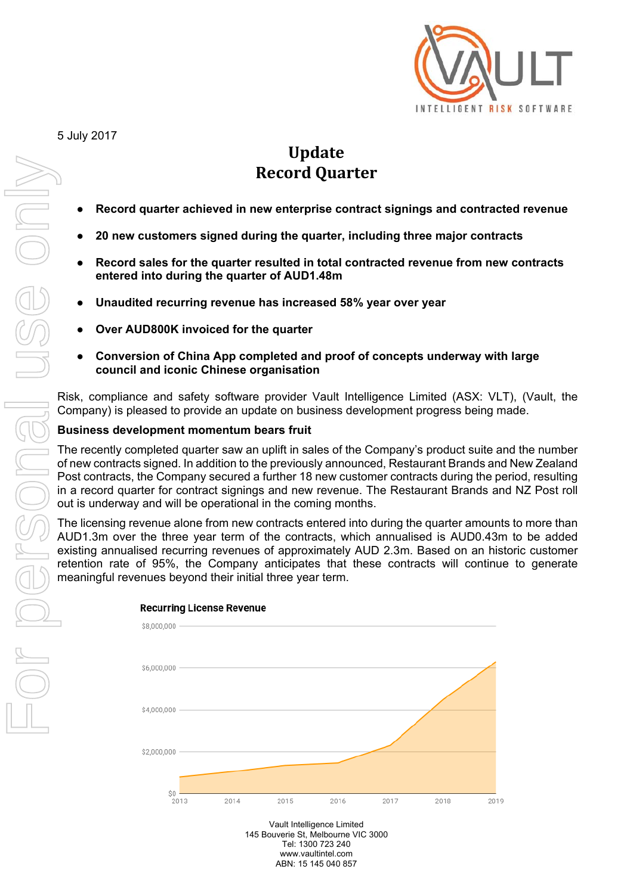5 July 2017

# Update
# Record Quarter

- **Record quarter achieved in new enterprise contract signings and contracted revenue**
- **20 new customers signed during the quarter, including three major contracts**
- **Record sales for the quarter resulted in total contracted revenue from new contracts entered into during the quarter of AUD1.48m**
- **Unaudited recurring revenue has increased 58% year over year**
- **Over AUD800K invoiced for the quarter**
- **Conversion of China App completed and proof of concepts underway with large council and iconic Chinese organisation**

Risk, compliance and safety software provider Vault Intelligence Limited (ASX: VLT), (Vault, the Company) is pleased to provide an update on business development progress being made.

### Business development momentum bears fruit

The recently completed quarter saw an uplift in sales of the Company's product suite and the number of new contracts signed. In addition to the previously announced, Restaurant Brands and New Zealand Post contracts, the Company secured a further 18 new customer contracts during the period, resulting in a record quarter for contract signings and new revenue. The Restaurant Brands and NZ Post roll out is underway and will be operational in the coming months.

The licensing revenue alone from new contracts entered into during the quarter amounts to more than AUD1.3m over the three year term of the contracts, which annualised is AUD0.43m to be added existing annualised recurring revenues of approximately AUD 2.3m. Based on an historic customer retention rate of 95%, the Company anticipates that these contracts will continue to generate meaningful revenues beyond their initial three year term.

**Recurring License Revenue**

(Chart: y-axis $0 to $8,000,000; x-axis 2013 to 2019)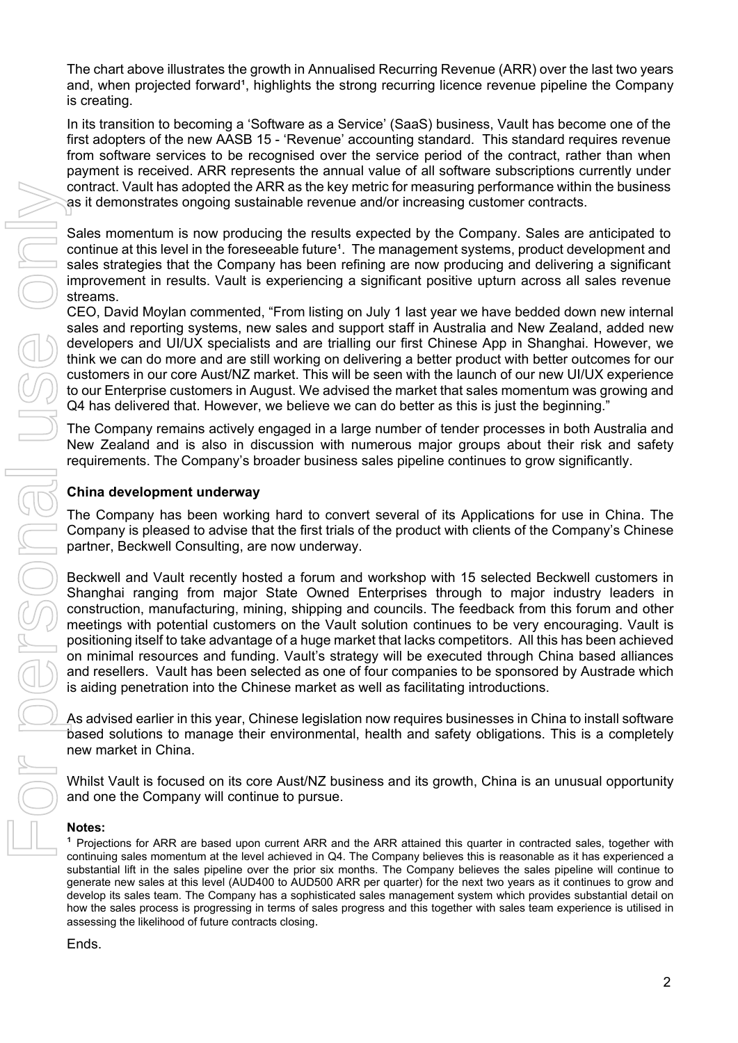The chart above illustrates the growth in Annualised Recurring Revenue (ARR) over the last two years and, when projected forward[1], highlights the strong recurring licence revenue pipeline the Company is creating.

In its transition to becoming a 'Software as a Service' (SaaS) business, Vault has become one of the first adopters of the new AASB 15 - 'Revenue' accounting standard. This standard requires revenue from software services to be recognised over the service period of the contract, rather than when payment is received. ARR represents the annual value of all software subscriptions currently under contract. Vault has adopted the ARR as the key metric for measuring performance within the business as it demonstrates ongoing sustainable revenue and/or increasing customer contracts.

Sales momentum is now producing the results expected by the Company. Sales are anticipated to continue at this level in the foreseeable future[1]. The management systems, product development and sales strategies that the Company has been refining are now producing and delivering a significant improvement in results. Vault is experiencing a significant positive upturn across all sales revenue streams.

CEO, David Moylan commented, "From listing on July 1 last year we have bedded down new internal sales and reporting systems, new sales and support staff in Australia and New Zealand, added new developers and UI/UX specialists and are trialling our first Chinese App in Shanghai. However, we think we can do more and are still working on delivering a better product with better outcomes for our customers in our core Aust/NZ market. This will be seen with the launch of our new UI/UX experience to our Enterprise customers in August. We advised the market that sales momentum was growing and Q4 has delivered that. However, we believe we can do better as this is just the beginning."

The Company remains actively engaged in a large number of tender processes in both Australia and New Zealand and is also in discussion with numerous major groups about their risk and safety requirements. The Company's broader business sales pipeline continues to grow significantly.

**China development underway**

The Company has been working hard to convert several of its Applications for use in China. The Company is pleased to advise that the first trials of the product with clients of the Company's Chinese partner, Beckwell Consulting, are now underway.

Beckwell and Vault recently hosted a forum and workshop with 15 selected Beckwell customers in Shanghai ranging from major State Owned Enterprises through to major industry leaders in construction, manufacturing, mining, shipping and councils. The feedback from this forum and other meetings with potential customers on the Vault solution continues to be very encouraging. Vault is positioning itself to take advantage of a huge market that lacks competitors. All this has been achieved on minimal resources and funding. Vault's strategy will be executed through China based alliances and resellers. Vault has been selected as one of four companies to be sponsored by Austrade which is aiding penetration into the Chinese market as well as facilitating introductions.

As advised earlier in this year, Chinese legislation now requires businesses in China to install software based solutions to manage their environmental, health and safety obligations. This is a completely new market in China.

Whilst Vault is focused on its core Aust/NZ business and its growth, China is an unusual opportunity and one the Company will continue to pursue.

**Notes:**

[1] Projections for ARR are based upon current ARR and the ARR attained this quarter in contracted sales, together with continuing sales momentum at the level achieved in Q4. The Company believes this is reasonable as it has experienced a substantial lift in the sales pipeline over the prior six months. The Company believes the sales pipeline will continue to generate new sales at this level (AUD400 to AUD500 ARR per quarter) for the next two years as it continues to grow and develop its sales team. The Company has a sophisticated sales management system which provides substantial detail on how the sales process is progressing in terms of sales progress and this together with sales team experience is utilised in assessing the likelihood of future contracts closing.

Ends.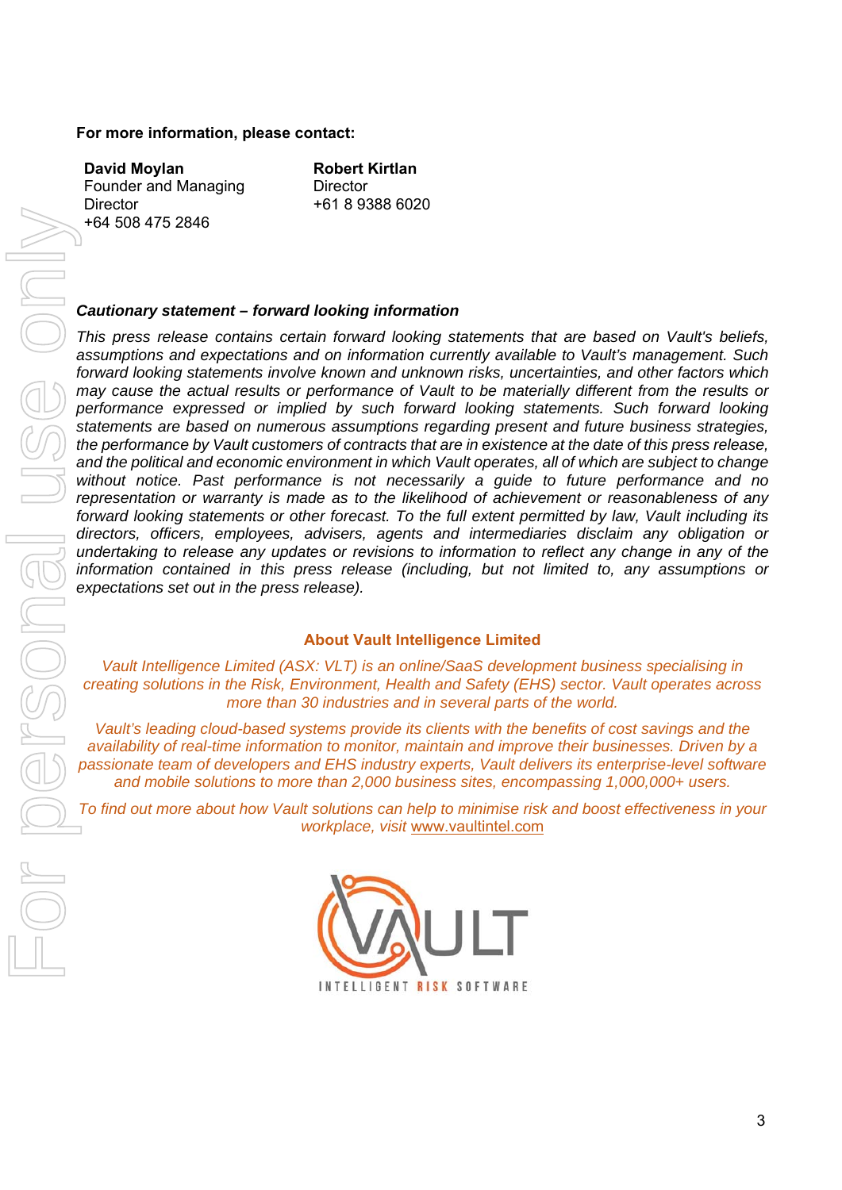**For more information, please contact:**

**David Moylan**
Founder and Managing Director
+64 508 475 2846

**Robert Kirtlan**
Director
+61 8 9388 6020

***Cautionary statement – forward looking information***

*This press release contains certain forward looking statements that are based on Vault's beliefs, assumptions and expectations and on information currently available to Vault's management. Such forward looking statements involve known and unknown risks, uncertainties, and other factors which may cause the actual results or performance of Vault to be materially different from the results or performance expressed or implied by such forward looking statements. Such forward looking statements are based on numerous assumptions regarding present and future business strategies, the performance by Vault customers of contracts that are in existence at the date of this press release, and the political and economic environment in which Vault operates, all of which are subject to change without notice. Past performance is not necessarily a guide to future performance and no representation or warranty is made as to the likelihood of achievement or reasonableness of any forward looking statements or other forecast. To the full extent permitted by law, Vault including its directors, officers, employees, advisers, agents and intermediaries disclaim any obligation or undertaking to release any updates or revisions to information to reflect any change in any of the information contained in this press release (including, but not limited to, any assumptions or expectations set out in the press release).*

**About Vault Intelligence Limited**

*Vault Intelligence Limited (ASX: VLT) is an online/SaaS development business specialising in creating solutions in the Risk, Environment, Health and Safety (EHS) sector. Vault operates across more than 30 industries and in several parts of the world.*

*Vault's leading cloud-based systems provide its clients with the benefits of cost savings and the availability of real-time information to monitor, maintain and improve their businesses. Driven by a passionate team of developers and EHS industry experts, Vault delivers its enterprise-level software and mobile solutions to more than 2,000 business sites, encompassing 1,000,000+ users.*

*To find out more about how Vault solutions can help to minimise risk and boost effectiveness in your workplace, visit* www.vaultintel.com

VAULT
INTELLIGENT RISK SOFTWARE